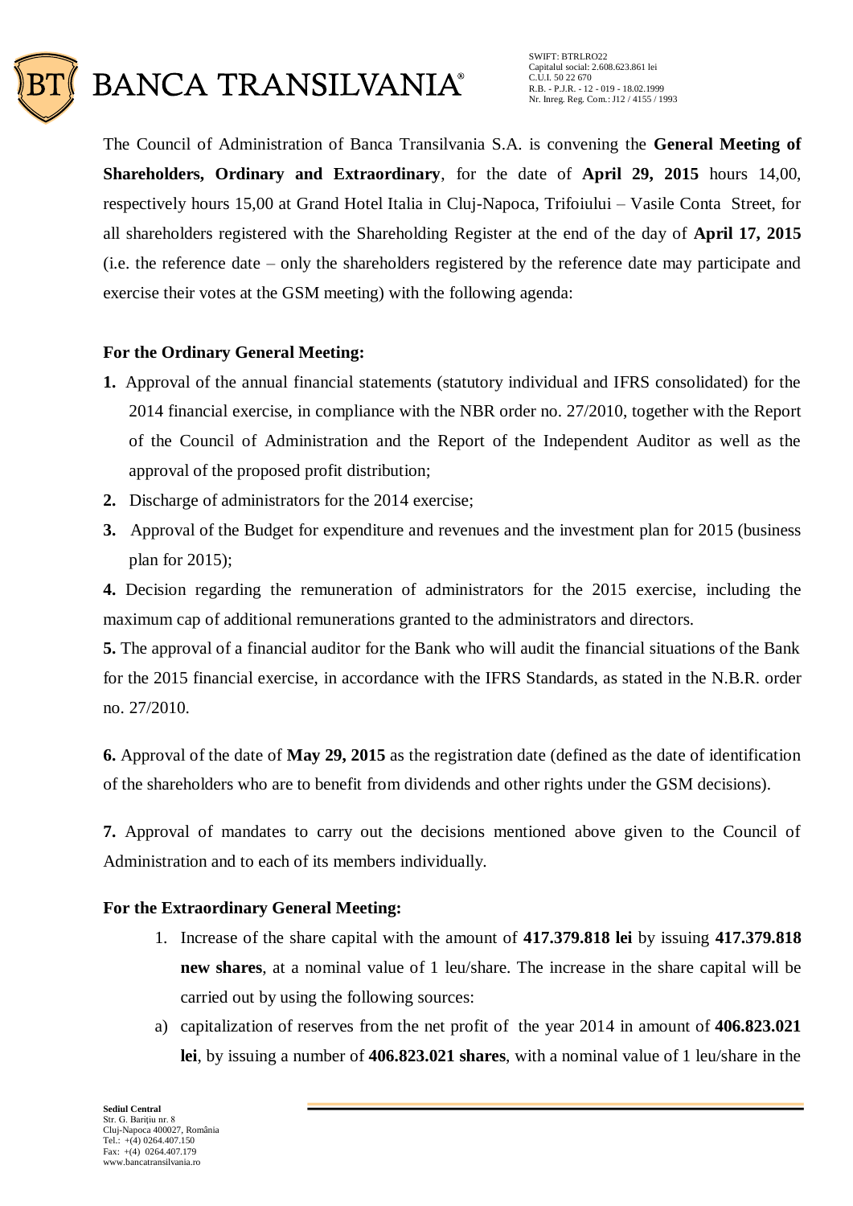The Council of Administration of Banca Transilvania S.A. is convening the **General Meeting of Shareholders, Ordinary and Extraordinary**, for the date of **April 29, 2015** hours 14,00, respectively hours 15,00 at Grand Hotel Italia in Cluj-Napoca, Trifoiului – Vasile Conta Street, for all shareholders registered with the Shareholding Register at the end of the day of **April 17, 2015** (i.e. the reference date – only the shareholders registered by the reference date may participate and exercise their votes at the GSM meeting) with the following agenda:

**For the Ordinary General Meeting:**

**1.** Approval of the annual financial statements (statutory individual and IFRS consolidated) for the 2014 financial exercise, in compliance with the NBR order no. 27/2010, together with the Report of the Council of Administration and the Report of the Independent Auditor as well as the approval of the proposed profit distribution;

**2.** Discharge of administrators for the 2014 exercise;

**3.** Approval of the Budget for expenditure and revenues and the investment plan for 2015 (business plan for 2015);

**4.** Decision regarding the remuneration of administrators for the 2015 exercise, including the maximum cap of additional remunerations granted to the administrators and directors.

**5.** The approval of a financial auditor for the Bank who will audit the financial situations of the Bank for the 2015 financial exercise, in accordance with the IFRS Standards, as stated in the N.B.R. order no. 27/2010.

**6.** Approval of the date of **May 29, 2015** as the registration date (defined as the date of identification of the shareholders who are to benefit from dividends and other rights under the GSM decisions).

**7.** Approval of mandates to carry out the decisions mentioned above given to the Council of Administration and to each of its members individually.

**For the Extraordinary General Meeting:**

1. Increase of the share capital with the amount of **417.379.818 lei** by issuing **417.379.818 new shares**, at a nominal value of 1 leu/share. The increase in the share capital will be carried out by using the following sources:

a) capitalization of reserves from the net profit of the year 2014 in amount of **406.823.021 lei**, by issuing a number of **406.823.021 shares**, with a nominal value of 1 leu/share in the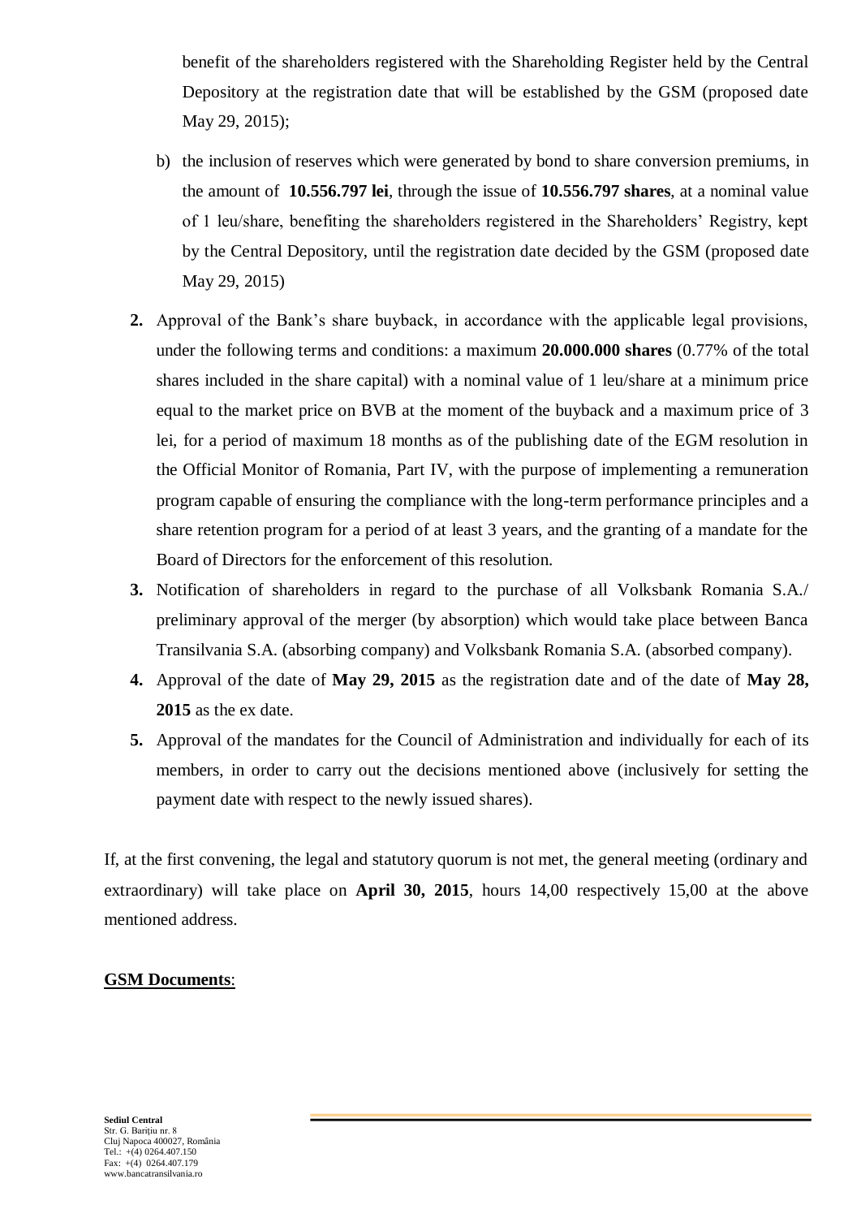benefit of the shareholders registered with the Shareholding Register held by the Central Depository at the registration date that will be established by the GSM (proposed date May 29, 2015);

b) the inclusion of reserves which were generated by bond to share conversion premiums, in the amount of **10.556.797 lei**, through the issue of **10.556.797 shares**, at a nominal value of 1 leu/share, benefiting the shareholders registered in the Shareholders' Registry, kept by the Central Depository, until the registration date decided by the GSM (proposed date May 29, 2015)

2. Approval of the Bank's share buyback, in accordance with the applicable legal provisions, under the following terms and conditions: a maximum **20.000.000 shares** (0.77% of the total shares included in the share capital) with a nominal value of 1 leu/share at a minimum price equal to the market price on BVB at the moment of the buyback and a maximum price of 3 lei, for a period of maximum 18 months as of the publishing date of the EGM resolution in the Official Monitor of Romania, Part IV, with the purpose of implementing a remuneration program capable of ensuring the compliance with the long-term performance principles and a share retention program for a period of at least 3 years, and the granting of a mandate for the Board of Directors for the enforcement of this resolution.
3. Notification of shareholders in regard to the purchase of all Volksbank Romania S.A./ preliminary approval of the merger (by absorption) which would take place between Banca Transilvania S.A. (absorbing company) and Volksbank Romania S.A. (absorbed company).
4. Approval of the date of **May 29, 2015** as the registration date and of the date of **May 28, 2015** as the ex date.
5. Approval of the mandates for the Council of Administration and individually for each of its members, in order to carry out the decisions mentioned above (inclusively for setting the payment date with respect to the newly issued shares).

If, at the first convening, the legal and statutory quorum is not met, the general meeting (ordinary and extraordinary) will take place on **April 30, 2015**, hours 14,00 respectively 15,00 at the above mentioned address.

**GSM Documents**: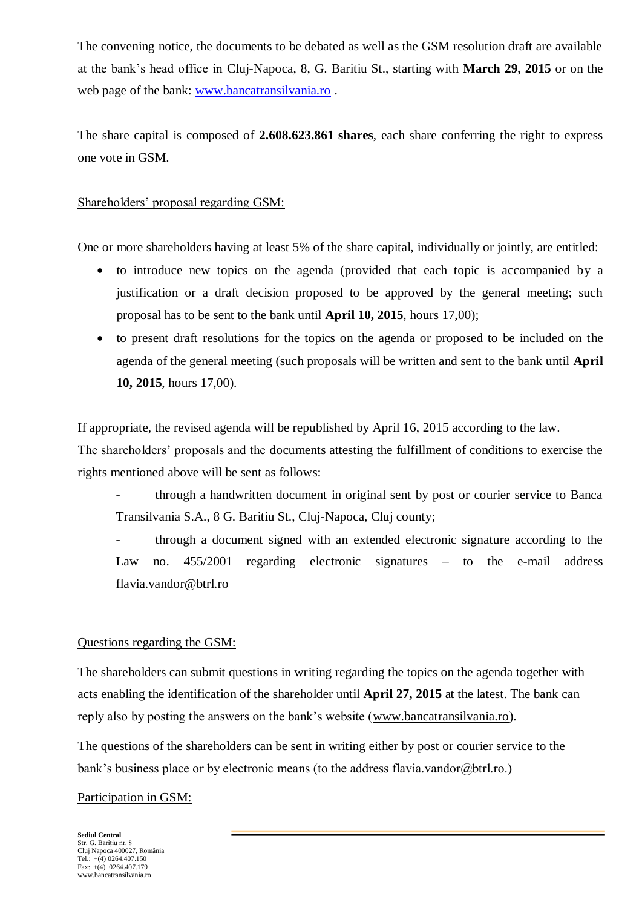The convening notice, the documents to be debated as well as the GSM resolution draft are available at the bank's head office in Cluj-Napoca, 8, G. Baritiu St., starting with **March 29, 2015** or on the web page of the bank: www.bancatransilvania.ro .

The share capital is composed of **2.608.623.861 shares**, each share conferring the right to express one vote in GSM.

Shareholders' proposal regarding GSM:

One or more shareholders having at least 5% of the share capital, individually or jointly, are entitled:

- to introduce new topics on the agenda (provided that each topic is accompanied by a justification or a draft decision proposed to be approved by the general meeting; such proposal has to be sent to the bank until **April 10, 2015**, hours 17,00);
- to present draft resolutions for the topics on the agenda or proposed to be included on the agenda of the general meeting (such proposals will be written and sent to the bank until **April 10, 2015**, hours 17,00).

If appropriate, the revised agenda will be republished by April 16, 2015 according to the law.
The shareholders' proposals and the documents attesting the fulfillment of conditions to exercise the rights mentioned above will be sent as follows:

- through a handwritten document in original sent by post or courier service to Banca Transilvania S.A., 8 G. Baritiu St., Cluj-Napoca, Cluj county;
- through a document signed with an extended electronic signature according to the Law no. 455/2001 regarding electronic signatures – to the e-mail address flavia.vandor@btrl.ro

Questions regarding the GSM:

The shareholders can submit questions in writing regarding the topics on the agenda together with acts enabling the identification of the shareholder until **April 27, 2015** at the latest. The bank can reply also by posting the answers on the bank's website (www.bancatransilvania.ro).

The questions of the shareholders can be sent in writing either by post or courier service to the bank's business place or by electronic means (to the address flavia.vandor@btrl.ro.)

Participation in GSM: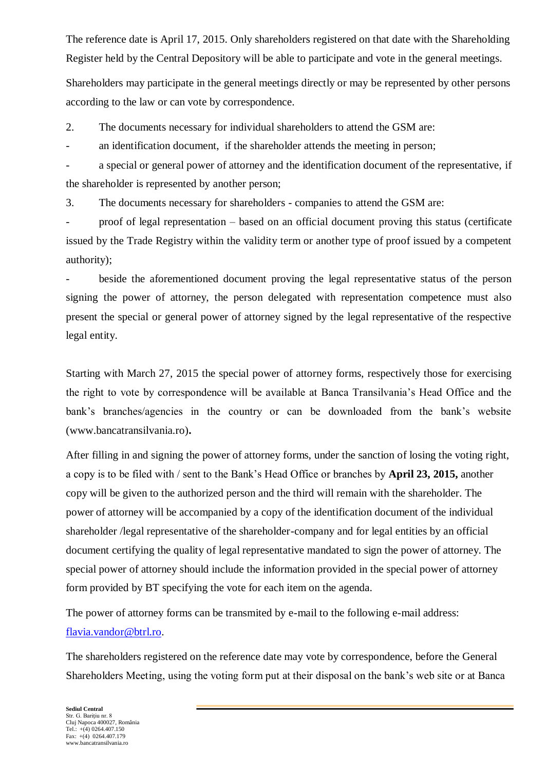The reference date is April 17, 2015. Only shareholders registered on that date with the Shareholding Register held by the Central Depository will be able to participate and vote in the general meetings.

Shareholders may participate in the general meetings directly or may be represented by other persons according to the law or can vote by correspondence.

2. The documents necessary for individual shareholders to attend the GSM are:

- an identification document, if the shareholder attends the meeting in person;
- a special or general power of attorney and the identification document of the representative, if the shareholder is represented by another person;

3. The documents necessary for shareholders - companies to attend the GSM are:

- proof of legal representation – based on an official document proving this status (certificate issued by the Trade Registry within the validity term or another type of proof issued by a competent authority);
- beside the aforementioned document proving the legal representative status of the person signing the power of attorney, the person delegated with representation competence must also present the special or general power of attorney signed by the legal representative of the respective legal entity.

Starting with March 27, 2015 the special power of attorney forms, respectively those for exercising the right to vote by correspondence will be available at Banca Transilvania's Head Office and the bank's branches/agencies in the country or can be downloaded from the bank's website (www.bancatransilvania.ro)**.**

After filling in and signing the power of attorney forms, under the sanction of losing the voting right, a copy is to be filed with / sent to the Bank's Head Office or branches by **April 23, 2015,** another copy will be given to the authorized person and the third will remain with the shareholder. The power of attorney will be accompanied by a copy of the identification document of the individual shareholder /legal representative of the shareholder-company and for legal entities by an official document certifying the quality of legal representative mandated to sign the power of attorney. The special power of attorney should include the information provided in the special power of attorney form provided by BT specifying the vote for each item on the agenda.

The power of attorney forms can be transmited by e-mail to the following e-mail address: flavia.vandor@btrl.ro.

The shareholders registered on the reference date may vote by correspondence, before the General Shareholders Meeting, using the voting form put at their disposal on the bank's web site or at Banca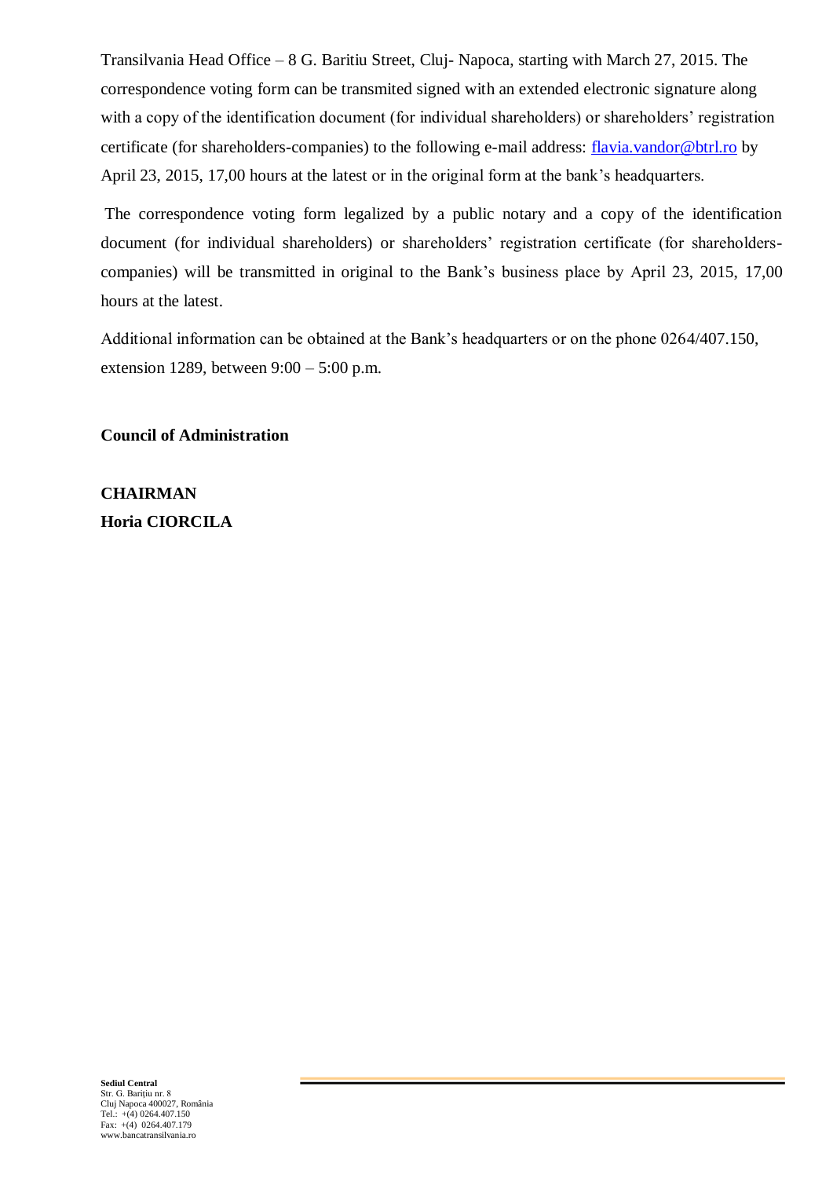Transilvania Head Office – 8 G. Baritiu Street, Cluj- Napoca, starting with March 27, 2015. The correspondence voting form can be transmited signed with an extended electronic signature along with a copy of the identification document (for individual shareholders) or shareholders' registration certificate (for shareholders-companies) to the following e-mail address: flavia.vandor@btrl.ro by April 23, 2015, 17,00 hours at the latest or in the original form at the bank's headquarters.

The correspondence voting form legalized by a public notary and a copy of the identification document (for individual shareholders) or shareholders' registration certificate (for shareholders-companies) will be transmitted in original to the Bank's business place by April 23, 2015, 17,00 hours at the latest.

Additional information can be obtained at the Bank's headquarters or on the phone 0264/407.150, extension 1289, between 9:00 – 5:00 p.m.

**Council of Administration**

**CHAIRMAN**
**Horia CIORCILA**